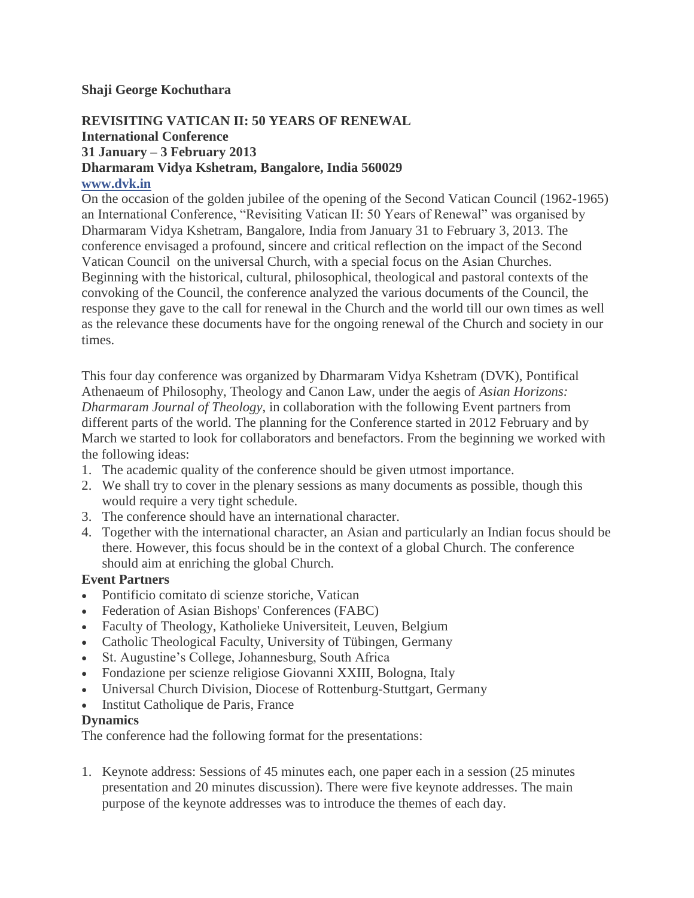**Shaji George Kochuthara**

**REVISITING VATICAN II: 50 YEARS OF RENEWAL**
**International Conference**
**31 January – 3 February 2013**
**Dharmaram Vidya Kshetram, Bangalore, India 560029**
**www.dvk.in**

On the occasion of the golden jubilee of the opening of the Second Vatican Council (1962-1965) an International Conference, "Revisiting Vatican II: 50 Years of Renewal" was organised by Dharmaram Vidya Kshetram, Bangalore, India from January 31 to February 3, 2013. The conference envisaged a profound, sincere and critical reflection on the impact of the Second Vatican Council on the universal Church, with a special focus on the Asian Churches. Beginning with the historical, cultural, philosophical, theological and pastoral contexts of the convoking of the Council, the conference analyzed the various documents of the Council, the response they gave to the call for renewal in the Church and the world till our own times as well as the relevance these documents have for the ongoing renewal of the Church and society in our times.

This four day conference was organized by Dharmaram Vidya Kshetram (DVK), Pontifical Athenaeum of Philosophy, Theology and Canon Law, under the aegis of *Asian Horizons: Dharmaram Journal of Theology*, in collaboration with the following Event partners from different parts of the world. The planning for the Conference started in 2012 February and by March we started to look for collaborators and benefactors. From the beginning we worked with the following ideas:

1. The academic quality of the conference should be given utmost importance.
2. We shall try to cover in the plenary sessions as many documents as possible, though this would require a very tight schedule.
3. The conference should have an international character.
4. Together with the international character, an Asian and particularly an Indian focus should be there. However, this focus should be in the context of a global Church. The conference should aim at enriching the global Church.

**Event Partners**

- Pontificio comitato di scienze storiche, Vatican
- Federation of Asian Bishops' Conferences (FABC)
- Faculty of Theology, Katholieke Universiteit, Leuven, Belgium
- Catholic Theological Faculty, University of Tübingen, Germany
- St. Augustine's College, Johannesburg, South Africa
- Fondazione per scienze religiose Giovanni XXIII, Bologna, Italy
- Universal Church Division, Diocese of Rottenburg-Stuttgart, Germany
- Institut Catholique de Paris, France

**Dynamics**

The conference had the following format for the presentations:

1. Keynote address: Sessions of 45 minutes each, one paper each in a session (25 minutes presentation and 20 minutes discussion). There were five keynote addresses. The main purpose of the keynote addresses was to introduce the themes of each day.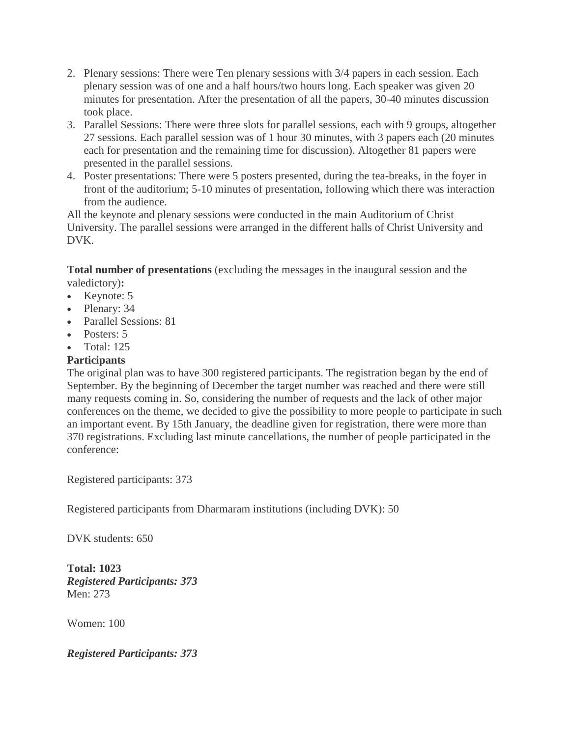2. Plenary sessions: There were Ten plenary sessions with 3/4 papers in each session. Each plenary session was of one and a half hours/two hours long. Each speaker was given 20 minutes for presentation. After the presentation of all the papers, 30-40 minutes discussion took place.
3. Parallel Sessions: There were three slots for parallel sessions, each with 9 groups, altogether 27 sessions. Each parallel session was of 1 hour 30 minutes, with 3 papers each (20 minutes each for presentation and the remaining time for discussion). Altogether 81 papers were presented in the parallel sessions.
4. Poster presentations: There were 5 posters presented, during the tea-breaks, in the foyer in front of the auditorium; 5-10 minutes of presentation, following which there was interaction from the audience.

All the keynote and plenary sessions were conducted in the main Auditorium of Christ University. The parallel sessions were arranged in the different halls of Christ University and DVK.

**Total number of presentations** (excluding the messages in the inaugural session and the valedictory)**:**

- Keynote: 5
- Plenary: 34
- Parallel Sessions: 81
- Posters: 5
- Total: 125

**Participants**

The original plan was to have 300 registered participants. The registration began by the end of September. By the beginning of December the target number was reached and there were still many requests coming in. So, considering the number of requests and the lack of other major conferences on the theme, we decided to give the possibility to more people to participate in such an important event. By 15th January, the deadline given for registration, there were more than 370 registrations. Excluding last minute cancellations, the number of people participated in the conference:

Registered participants: 373

Registered participants from Dharmaram institutions (including DVK): 50

DVK students: 650

**Total: 1023**

***Registered Participants: 373***

Men: 273

Women: 100

***Registered Participants: 373***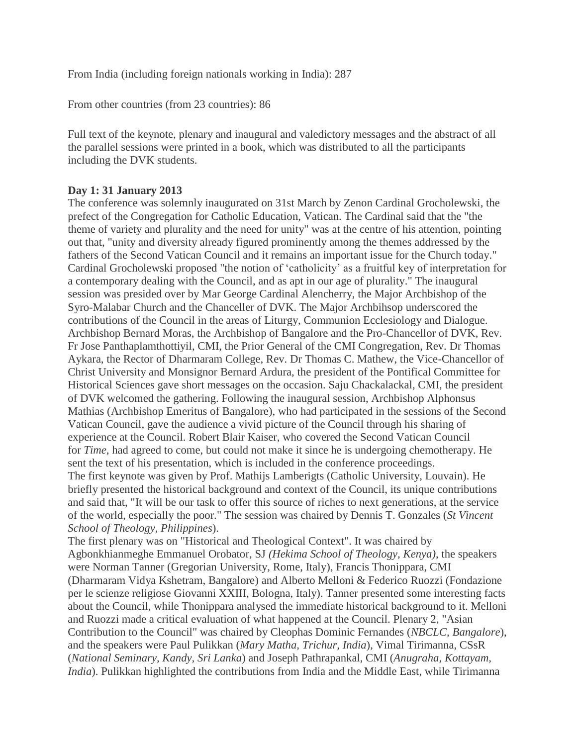From India (including foreign nationals working in India): 287

From other countries (from 23 countries): 86

Full text of the keynote, plenary and inaugural and valedictory messages and the abstract of all the parallel sessions were printed in a book, which was distributed to all the participants including the DVK students.

**Day 1: 31 January 2013**

The conference was solemnly inaugurated on 31st March by Zenon Cardinal Grocholewski, the prefect of the Congregation for Catholic Education, Vatican. The Cardinal said that the "the theme of variety and plurality and the need for unity" was at the centre of his attention, pointing out that, "unity and diversity already figured prominently among the themes addressed by the fathers of the Second Vatican Council and it remains an important issue for the Church today." Cardinal Grocholewski proposed "the notion of 'catholicity' as a fruitful key of interpretation for a contemporary dealing with the Council, and as apt in our age of plurality." The inaugural session was presided over by Mar George Cardinal Alencherry, the Major Archbishop of the Syro-Malabar Church and the Chanceller of DVK. The Major Archbihsop underscored the contributions of the Council in the areas of Liturgy, Communion Ecclesiology and Dialogue. Archbishop Bernard Moras, the Archbishop of Bangalore and the Pro-Chancellor of DVK, Rev. Fr Jose Panthaplamthottiyil, CMI, the Prior General of the CMI Congregation, Rev. Dr Thomas Aykara, the Rector of Dharmaram College, Rev. Dr Thomas C. Mathew, the Vice-Chancellor of Christ University and Monsignor Bernard Ardura, the president of the Pontifical Committee for Historical Sciences gave short messages on the occasion. Saju Chackalackal, CMI, the president of DVK welcomed the gathering. Following the inaugural session, Archbishop Alphonsus Mathias (Archbishop Emeritus of Bangalore), who had participated in the sessions of the Second Vatican Council, gave the audience a vivid picture of the Council through his sharing of experience at the Council. Robert Blair Kaiser, who covered the Second Vatican Council for *Time*, had agreed to come, but could not make it since he is undergoing chemotherapy. He sent the text of his presentation, which is included in the conference proceedings.

The first keynote was given by Prof. Mathijs Lamberigts (Catholic University, Louvain). He briefly presented the historical background and context of the Council, its unique contributions and said that, "It will be our task to offer this source of riches to next generations, at the service of the world, especially the poor." The session was chaired by Dennis T. Gonzales (*St Vincent School of Theology, Philippines*).

The first plenary was on "Historical and Theological Context". It was chaired by Agbonkhianmeghe Emmanuel Orobator, SJ *(Hekima School of Theology, Kenya)*, the speakers were Norman Tanner (Gregorian University, Rome, Italy), Francis Thonippara, CMI (Dharmaram Vidya Kshetram, Bangalore) and Alberto Melloni & Federico Ruozzi (Fondazione per le scienze religiose Giovanni XXIII, Bologna, Italy). Tanner presented some interesting facts about the Council, while Thonippara analysed the immediate historical background to it. Melloni and Ruozzi made a critical evaluation of what happened at the Council. Plenary 2, "Asian Contribution to the Council" was chaired by Cleophas Dominic Fernandes (*NBCLC, Bangalore*), and the speakers were Paul Pulikkan (*Mary Matha, Trichur, India*), Vimal Tirimanna, CSsR (*National Seminary, Kandy, Sri Lanka*) and Joseph Pathrapankal, CMI (*Anugraha, Kottayam, India*). Pulikkan highlighted the contributions from India and the Middle East, while Tirimanna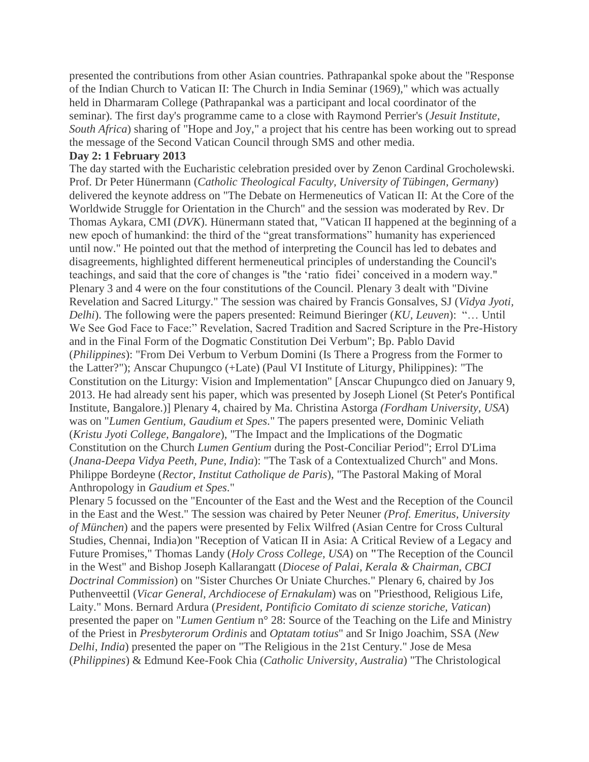presented the contributions from other Asian countries. Pathrapankal spoke about the "Response of the Indian Church to Vatican II: The Church in India Seminar (1969)," which was actually held in Dharmaram College (Pathrapankal was a participant and local coordinator of the seminar). The first day's programme came to a close with Raymond Perrier's (*Jesuit Institute, South Africa*) sharing of "Hope and Joy," a project that his centre has been working out to spread the message of the Second Vatican Council through SMS and other media.

**Day 2: 1 February 2013**

The day started with the Eucharistic celebration presided over by Zenon Cardinal Grocholewski. Prof. Dr Peter Hünermann (*Catholic Theological Faculty, University of Tübingen, Germany*) delivered the keynote address on "The Debate on Hermeneutics of Vatican II: At the Core of the Worldwide Struggle for Orientation in the Church" and the session was moderated by Rev. Dr Thomas Aykara, CMI (*DVK*). Hünermann stated that, "Vatican II happened at the beginning of a new epoch of humankind: the third of the "great transformations" humanity has experienced until now." He pointed out that the method of interpreting the Council has led to debates and disagreements, highlighted different hermeneutical principles of understanding the Council's teachings, and said that the core of changes is "the 'ratio fidei' conceived in a modern way." Plenary 3 and 4 were on the four constitutions of the Council. Plenary 3 dealt with "Divine Revelation and Sacred Liturgy." The session was chaired by Francis Gonsalves, SJ (*Vidya Jyoti, Delhi*). The following were the papers presented: Reimund Bieringer (*KU, Leuven*): "… Until We See God Face to Face:" Revelation, Sacred Tradition and Sacred Scripture in the Pre-History and in the Final Form of the Dogmatic Constitution Dei Verbum"; Bp. Pablo David (*Philippines*): "From Dei Verbum to Verbum Domini (Is There a Progress from the Former to the Latter?"); Anscar Chupungco (+Late) (Paul VI Institute of Liturgy, Philippines): "The Constitution on the Liturgy: Vision and Implementation" [Anscar Chupungco died on January 9, 2013. He had already sent his paper, which was presented by Joseph Lionel (St Peter's Pontifical Institute, Bangalore.)] Plenary 4, chaired by Ma. Christina Astorga *(Fordham University, USA*) was on "*Lumen Gentium, Gaudium et Spes*." The papers presented were, Dominic Veliath (*Kristu Jyoti College, Bangalore*), "The Impact and the Implications of the Dogmatic Constitution on the Church *Lumen Gentium* during the Post-Conciliar Period"; Errol D'Lima (*Jnana-Deepa Vidya Peeth, Pune, India*): "The Task of a Contextualized Church" and Mons. Philippe Bordeyne (*Rector, Institut Catholique de Paris*), "The Pastoral Making of Moral Anthropology in *Gaudium et Spes*."

Plenary 5 focussed on the "Encounter of the East and the West and the Reception of the Council in the East and the West." The session was chaired by Peter Neuner *(Prof. Emeritus, University of München*) and the papers were presented by Felix Wilfred (Asian Centre for Cross Cultural Studies, Chennai, India)on "Reception of Vatican II in Asia: A Critical Review of a Legacy and Future Promises," Thomas Landy (*Holy Cross College, USA*) on **"**The Reception of the Council in the West" and Bishop Joseph Kallarangatt (*Diocese of Palai, Kerala & Chairman, CBCI Doctrinal Commission*) on "Sister Churches Or Uniate Churches." Plenary 6, chaired by Jos Puthenveettil (*Vicar General, Archdiocese of Ernakulam*) was on "Priesthood, Religious Life, Laity." Mons. Bernard Ardura (*President, Pontificio Comitato di scienze storiche, Vatican*) presented the paper on "*Lumen Gentium* n° 28: Source of the Teaching on the Life and Ministry of the Priest in *Presbyterorum Ordinis* and *Optatam totius*" and Sr Inigo Joachim, SSA (*New Delhi, India*) presented the paper on "The Religious in the 21st Century." Jose de Mesa (*Philippines*) & Edmund Kee-Fook Chia (*Catholic University, Australia*) "The Christological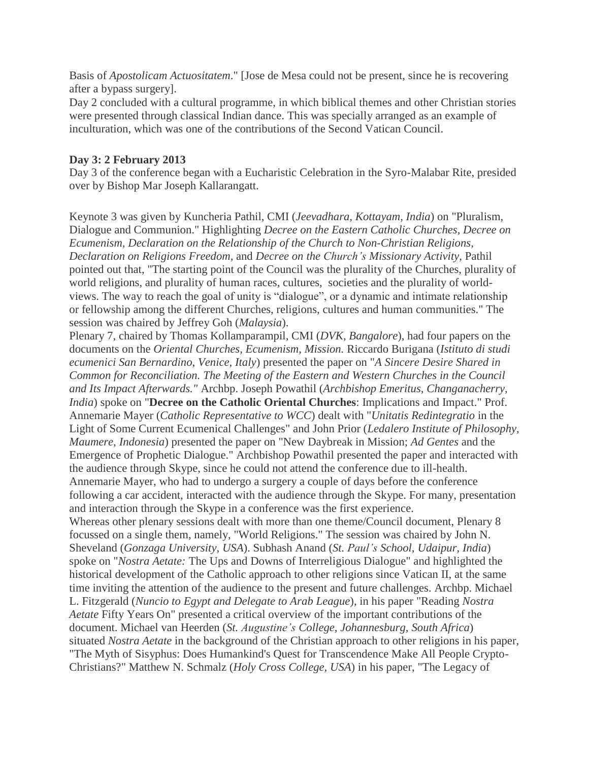Basis of *Apostolicam Actuositatem*." [Jose de Mesa could not be present, since he is recovering after a bypass surgery].

Day 2 concluded with a cultural programme, in which biblical themes and other Christian stories were presented through classical Indian dance. This was specially arranged as an example of inculturation, which was one of the contributions of the Second Vatican Council.

**Day 3: 2 February 2013**

Day 3 of the conference began with a Eucharistic Celebration in the Syro-Malabar Rite, presided over by Bishop Mar Joseph Kallarangatt.

Keynote 3 was given by Kuncheria Pathil, CMI (*Jeevadhara, Kottayam, India*) on "Pluralism, Dialogue and Communion." Highlighting *Decree on the Eastern Catholic Churches, Decree on Ecumenism, Declaration on the Relationship of the Church to Non-Christian Religions, Declaration on Religions Freedom,* and *Decree on the Church's Missionary Activity,* Pathil pointed out that, "The starting point of the Council was the plurality of the Churches, plurality of world religions, and plurality of human races, cultures, societies and the plurality of world-views. The way to reach the goal of unity is "dialogue", or a dynamic and intimate relationship or fellowship among the different Churches, religions, cultures and human communities." The session was chaired by Jeffrey Goh (*Malaysia*).

Plenary 7, chaired by Thomas Kollamparampil, CMI (*DVK, Bangalore*), had four papers on the documents on the *Oriental Churches, Ecumenism, Mission.* Riccardo Burigana (*Istituto di studi ecumenici San Bernardino, Venice, Italy*) presented the paper on "*A Sincere Desire Shared in Common for Reconciliation. The Meeting of the Eastern and Western Churches in the Council and Its Impact Afterwards."* Archbp. Joseph Powathil (*Archbishop Emeritus, Changanacherry, India*) spoke on "**Decree on the Catholic Oriental Churches**: Implications and Impact." Prof. Annemarie Mayer (*Catholic Representative to WCC*) dealt with "*Unitatis Redintegratio* in the Light of Some Current Ecumenical Challenges" and John Prior (*Ledalero Institute of Philosophy, Maumere, Indonesia*) presented the paper on "New Daybreak in Mission; *Ad Gentes* and the Emergence of Prophetic Dialogue." Archbishop Powathil presented the paper and interacted with the audience through Skype, since he could not attend the conference due to ill-health. Annemarie Mayer, who had to undergo a surgery a couple of days before the conference following a car accident, interacted with the audience through the Skype. For many, presentation and interaction through the Skype in a conference was the first experience.

Whereas other plenary sessions dealt with more than one theme/Council document, Plenary 8 focussed on a single them, namely, "World Religions." The session was chaired by John N. Sheveland (*Gonzaga University, USA*). Subhash Anand (*St. Paul's School, Udaipur, India*) spoke on "*Nostra Aetate:* The Ups and Downs of Interreligious Dialogue" and highlighted the historical development of the Catholic approach to other religions since Vatican II, at the same time inviting the attention of the audience to the present and future challenges. Archbp. Michael L. Fitzgerald (*Nuncio to Egypt and Delegate to Arab League*), in his paper "Reading *Nostra Aetate* Fifty Years On" presented a critical overview of the important contributions of the document. Michael van Heerden (*St. Augustine's College, Johannesburg, South Africa*) situated *Nostra Aetate* in the background of the Christian approach to other religions in his paper, "The Myth of Sisyphus: Does Humankind's Quest for Transcendence Make All People Crypto-Christians?" Matthew N. Schmalz (*Holy Cross College, USA*) in his paper, "The Legacy of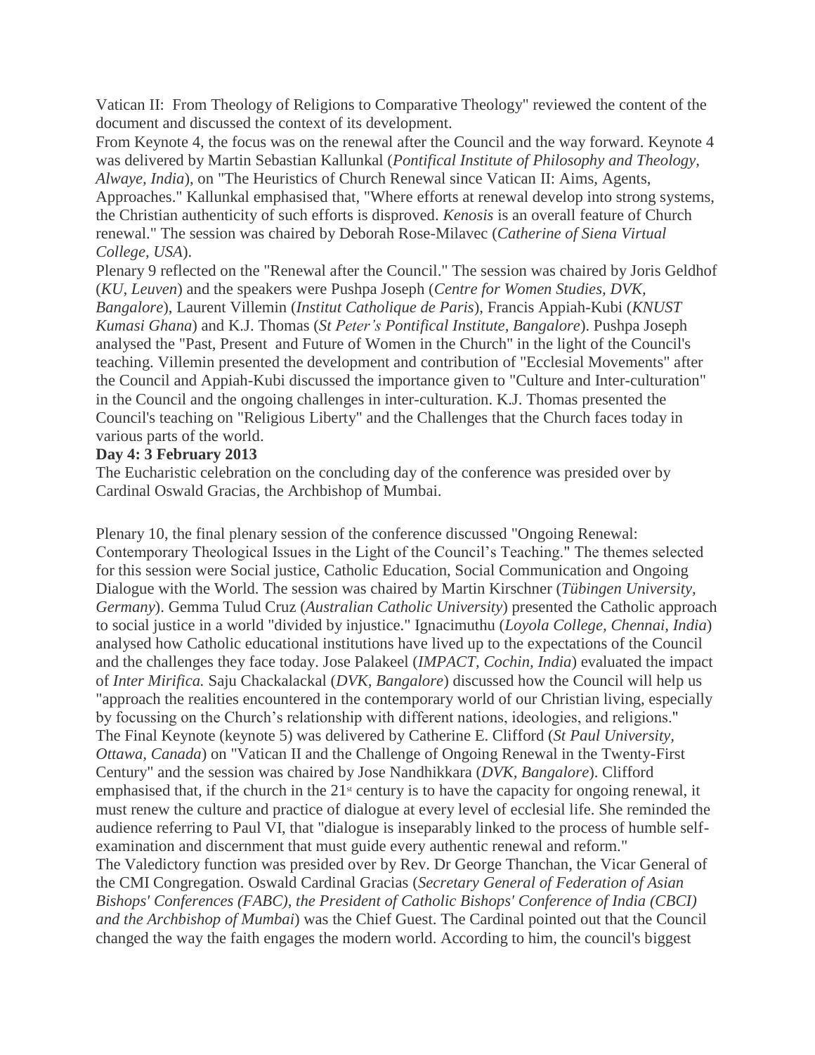Vatican II: From Theology of Religions to Comparative Theology" reviewed the content of the document and discussed the context of its development.

From Keynote 4, the focus was on the renewal after the Council and the way forward. Keynote 4 was delivered by Martin Sebastian Kallunkal (*Pontifical Institute of Philosophy and Theology, Alwaye, India*), on "The Heuristics of Church Renewal since Vatican II: Aims, Agents, Approaches." Kallunkal emphasised that, "Where efforts at renewal develop into strong systems, the Christian authenticity of such efforts is disproved. *Kenosis* is an overall feature of Church renewal." The session was chaired by Deborah Rose-Milavec (*Catherine of Siena Virtual College, USA*).

Plenary 9 reflected on the "Renewal after the Council." The session was chaired by Joris Geldhof (*KU, Leuven*) and the speakers were Pushpa Joseph (*Centre for Women Studies, DVK, Bangalore*), Laurent Villemin (*Institut Catholique de Paris*), Francis Appiah-Kubi (*KNUST Kumasi Ghana*) and K.J. Thomas (*St Peter's Pontifical Institute, Bangalore*). Pushpa Joseph analysed the "Past, Present and Future of Women in the Church" in the light of the Council's teaching. Villemin presented the development and contribution of "Ecclesial Movements" after the Council and Appiah-Kubi discussed the importance given to "Culture and Inter-culturation" in the Council and the ongoing challenges in inter-culturation. K.J. Thomas presented the Council's teaching on "Religious Liberty" and the Challenges that the Church faces today in various parts of the world.

**Day 4: 3 February 2013**

The Eucharistic celebration on the concluding day of the conference was presided over by Cardinal Oswald Gracias, the Archbishop of Mumbai.

Plenary 10, the final plenary session of the conference discussed "Ongoing Renewal: Contemporary Theological Issues in the Light of the Council's Teaching." The themes selected for this session were Social justice, Catholic Education, Social Communication and Ongoing Dialogue with the World. The session was chaired by Martin Kirschner (*Tübingen University, Germany*). Gemma Tulud Cruz (*Australian Catholic University*) presented the Catholic approach to social justice in a world "divided by injustice." Ignacimuthu (*Loyola College, Chennai, India*) analysed how Catholic educational institutions have lived up to the expectations of the Council and the challenges they face today. Jose Palakeel (*IMPACT, Cochin, India*) evaluated the impact of *Inter Mirifica.* Saju Chackalackal (*DVK, Bangalore*) discussed how the Council will help us "approach the realities encountered in the contemporary world of our Christian living, especially by focussing on the Church's relationship with different nations, ideologies, and religions."

The Final Keynote (keynote 5) was delivered by Catherine E. Clifford (*St Paul University, Ottawa, Canada*) on "Vatican II and the Challenge of Ongoing Renewal in the Twenty-First Century" and the session was chaired by Jose Nandhikkara (*DVK, Bangalore*). Clifford emphasised that, if the church in the 21st century is to have the capacity for ongoing renewal, it must renew the culture and practice of dialogue at every level of ecclesial life. She reminded the audience referring to Paul VI, that "dialogue is inseparably linked to the process of humble self-examination and discernment that must guide every authentic renewal and reform."

The Valedictory function was presided over by Rev. Dr George Thanchan, the Vicar General of the CMI Congregation. Oswald Cardinal Gracias (*Secretary General of Federation of Asian Bishops' Conferences (FABC), the President of Catholic Bishops' Conference of India (CBCI) and the Archbishop of Mumbai*) was the Chief Guest. The Cardinal pointed out that the Council changed the way the faith engages the modern world. According to him, the council's biggest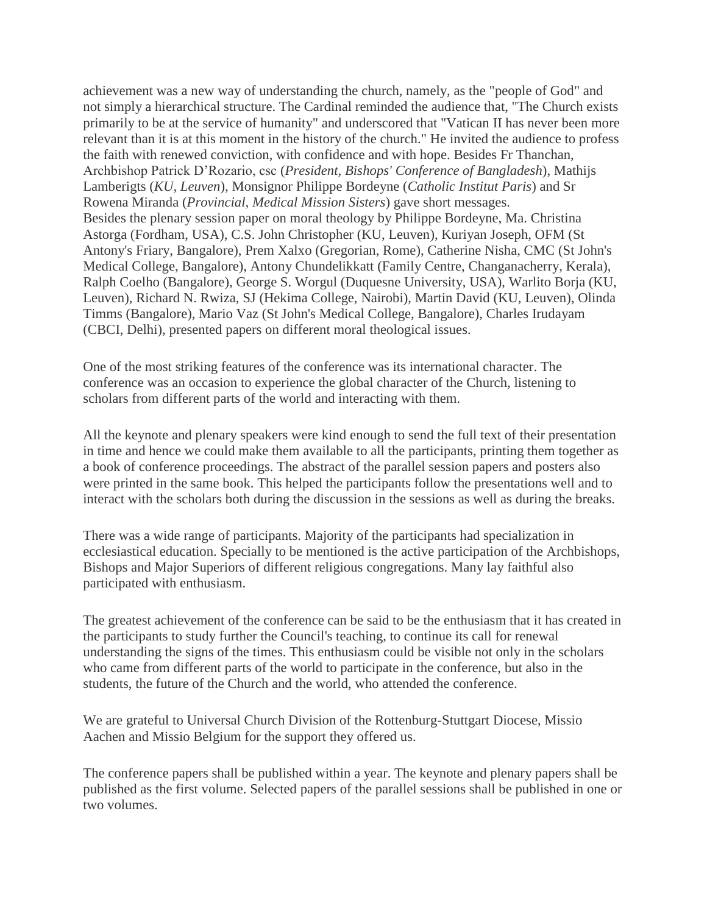achievement was a new way of understanding the church, namely, as the "people of God" and not simply a hierarchical structure. The Cardinal reminded the audience that, "The Church exists primarily to be at the service of humanity" and underscored that "Vatican II has never been more relevant than it is at this moment in the history of the church." He invited the audience to profess the faith with renewed conviction, with confidence and with hope. Besides Fr Thanchan, Archbishop Patrick D'Rozario, csc (*President, Bishops' Conference of Bangladesh*), Mathijs Lamberigts (*KU, Leuven*), Monsignor Philippe Bordeyne (*Catholic Institut Paris*) and Sr Rowena Miranda (*Provincial, Medical Mission Sisters*) gave short messages.
Besides the plenary session paper on moral theology by Philippe Bordeyne, Ma. Christina Astorga (Fordham, USA), C.S. John Christopher (KU, Leuven), Kuriyan Joseph, OFM (St Antony's Friary, Bangalore), Prem Xalxo (Gregorian, Rome), Catherine Nisha, CMC (St John's Medical College, Bangalore), Antony Chundelikkatt (Family Centre, Changanacherry, Kerala), Ralph Coelho (Bangalore), George S. Worgul (Duquesne University, USA), Warlito Borja (KU, Leuven), Richard N. Rwiza, SJ (Hekima College, Nairobi), Martin David (KU, Leuven), Olinda Timms (Bangalore), Mario Vaz (St John's Medical College, Bangalore), Charles Irudayam (CBCI, Delhi), presented papers on different moral theological issues.

One of the most striking features of the conference was its international character. The conference was an occasion to experience the global character of the Church, listening to scholars from different parts of the world and interacting with them.

All the keynote and plenary speakers were kind enough to send the full text of their presentation in time and hence we could make them available to all the participants, printing them together as a book of conference proceedings. The abstract of the parallel session papers and posters also were printed in the same book. This helped the participants follow the presentations well and to interact with the scholars both during the discussion in the sessions as well as during the breaks.

There was a wide range of participants. Majority of the participants had specialization in ecclesiastical education. Specially to be mentioned is the active participation of the Archbishops, Bishops and Major Superiors of different religious congregations. Many lay faithful also participated with enthusiasm.

The greatest achievement of the conference can be said to be the enthusiasm that it has created in the participants to study further the Council's teaching, to continue its call for renewal understanding the signs of the times. This enthusiasm could be visible not only in the scholars who came from different parts of the world to participate in the conference, but also in the students, the future of the Church and the world, who attended the conference.

We are grateful to Universal Church Division of the Rottenburg-Stuttgart Diocese, Missio Aachen and Missio Belgium for the support they offered us.

The conference papers shall be published within a year. The keynote and plenary papers shall be published as the first volume. Selected papers of the parallel sessions shall be published in one or two volumes.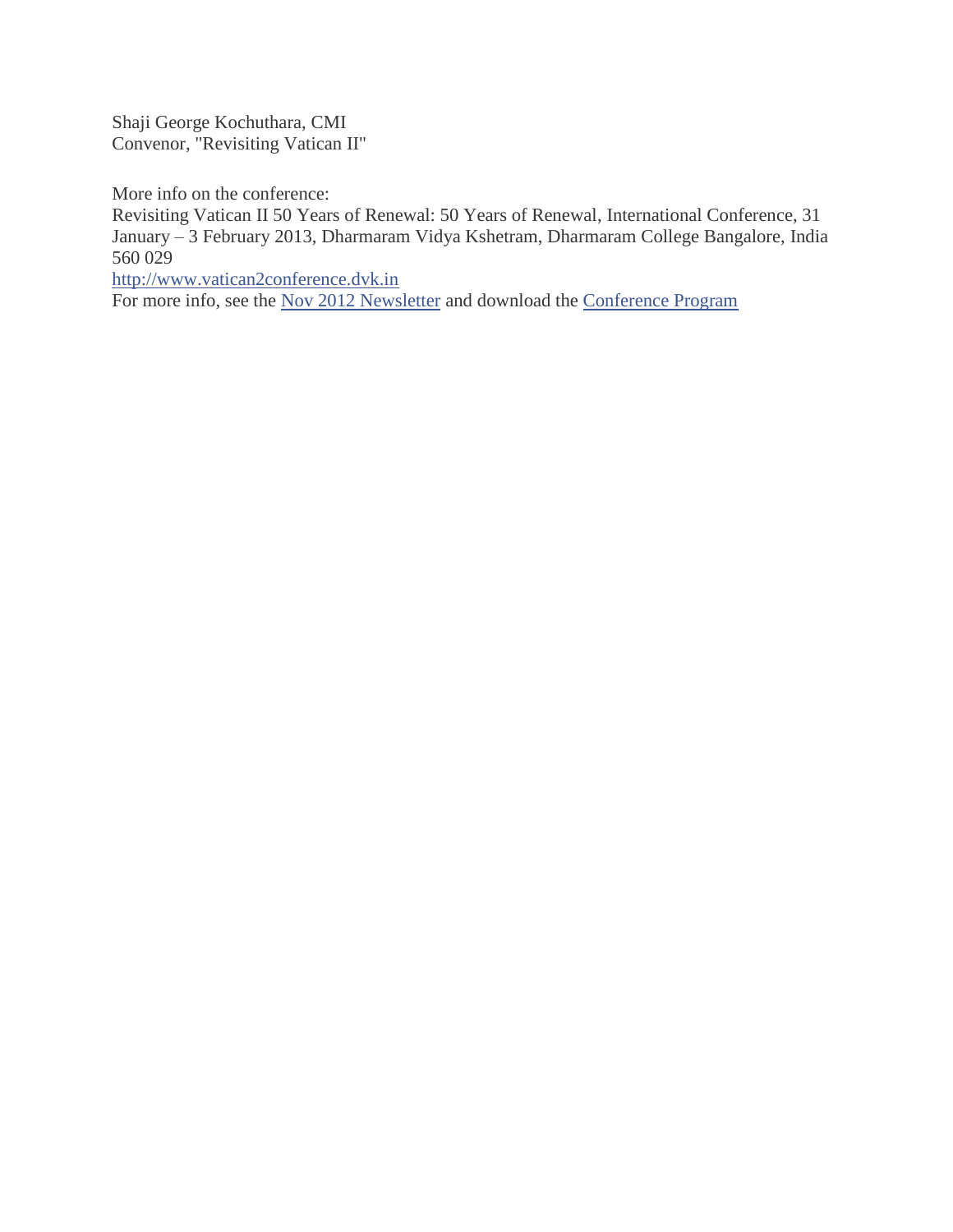Shaji George Kochuthara, CMI
Convenor, "Revisiting Vatican II"

More info on the conference:
Revisiting Vatican II 50 Years of Renewal: 50 Years of Renewal, International Conference, 31 January – 3 February 2013, Dharmaram Vidya Kshetram, Dharmaram College Bangalore, India 560 029
http://www.vatican2conference.dvk.in
For more info, see the Nov 2012 Newsletter and download the Conference Program